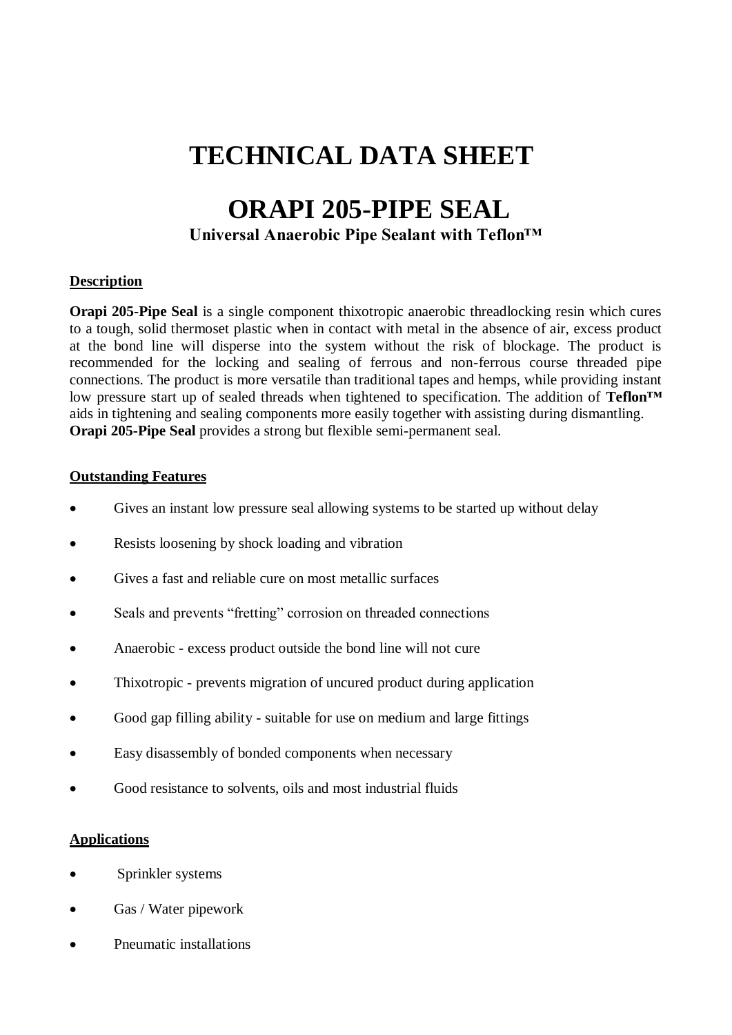# TECHNICAL DATA SHEET

# ORAPI 205-PIPE SEAL

### Universal Anaerobic Pipe Sealant with Teflon™

**Description**

**Orapi 205-Pipe Seal** is a single component thixotropic anaerobic threadlocking resin which cures to a tough, solid thermoset plastic when in contact with metal in the absence of air, excess product at the bond line will disperse into the system without the risk of blockage. The product is recommended for the locking and sealing of ferrous and non-ferrous course threaded pipe connections. The product is more versatile than traditional tapes and hemps, while providing instant low pressure start up of sealed threads when tightened to specification. The addition of **Teflon™** aids in tightening and sealing components more easily together with assisting during dismantling. **Orapi 205-Pipe Seal** provides a strong but flexible semi-permanent seal.

**Outstanding Features**

- Gives an instant low pressure seal allowing systems to be started up without delay
- Resists loosening by shock loading and vibration
- Gives a fast and reliable cure on most metallic surfaces
- Seals and prevents "fretting" corrosion on threaded connections
- Anaerobic - excess product outside the bond line will not cure
- Thixotropic - prevents migration of uncured product during application
- Good gap filling ability - suitable for use on medium and large fittings
- Easy disassembly of bonded components when necessary
- Good resistance to solvents, oils and most industrial fluids

**Applications**

- Sprinkler systems
- Gas / Water pipework
- Pneumatic installations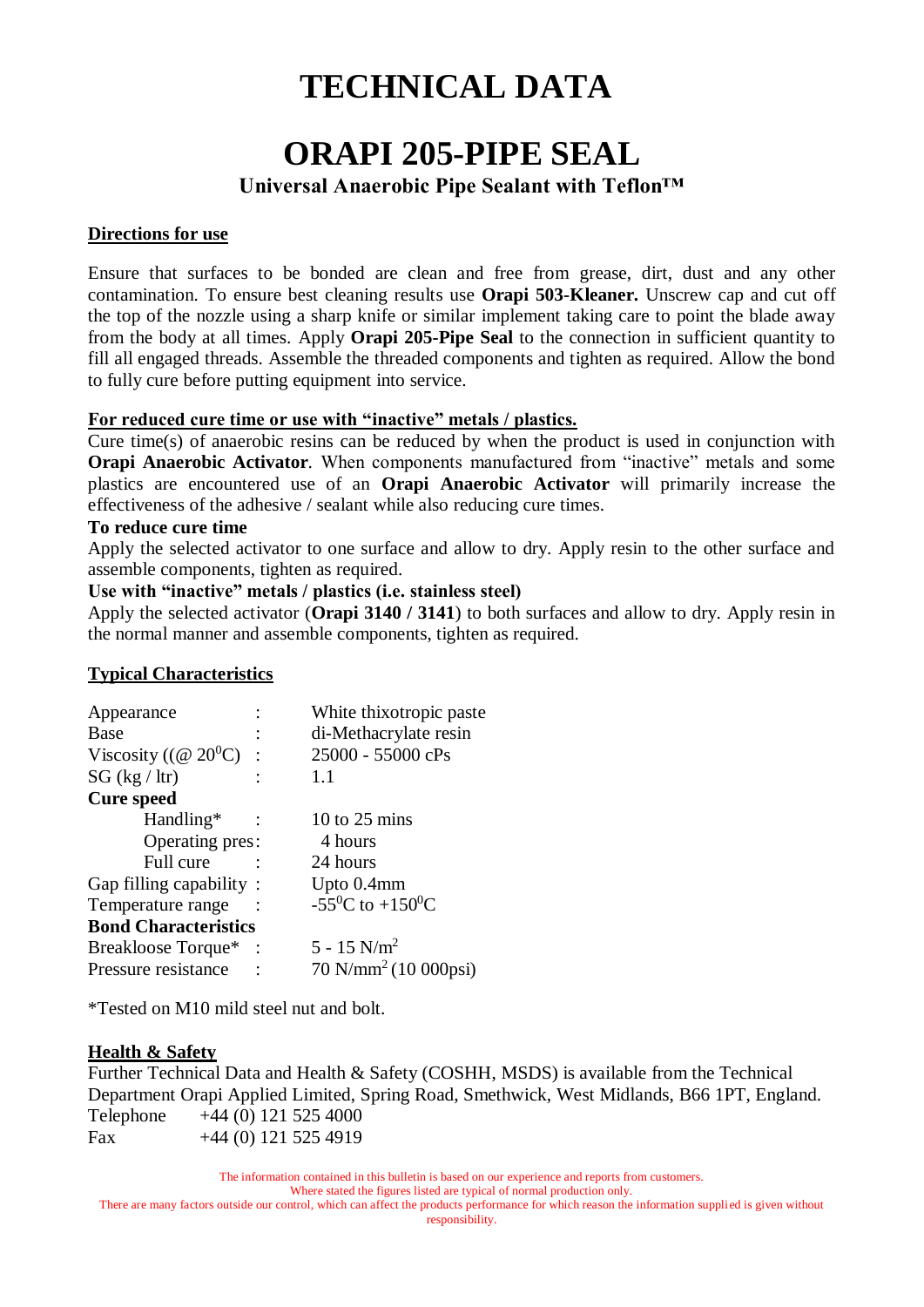# TECHNICAL DATA

# ORAPI 205-PIPE SEAL

### Universal Anaerobic Pipe Sealant with Teflon™

**Directions for use**

Ensure that surfaces to be bonded are clean and free from grease, dirt, dust and any other contamination. To ensure best cleaning results use **Orapi 503-Kleaner.** Unscrew cap and cut off the top of the nozzle using a sharp knife or similar implement taking care to point the blade away from the body at all times. Apply **Orapi 205-Pipe Seal** to the connection in sufficient quantity to fill all engaged threads. Assemble the threaded components and tighten as required. Allow the bond to fully cure before putting equipment into service.

**For reduced cure time or use with "inactive" metals / plastics.**

Cure time(s) of anaerobic resins can be reduced by when the product is used in conjunction with **Orapi Anaerobic Activator**. When components manufactured from "inactive" metals and some plastics are encountered use of an **Orapi Anaerobic Activator** will primarily increase the effectiveness of the adhesive / sealant while also reducing cure times.

**To reduce cure time**

Apply the selected activator to one surface and allow to dry. Apply resin to the other surface and assemble components, tighten as required.

**Use with "inactive" metals / plastics (i.e. stainless steel)**

Apply the selected activator (**Orapi 3140 / 3141**) to both surfaces and allow to dry. Apply resin in the normal manner and assemble components, tighten as required.

**Typical Characteristics**

| | | |
|---|---|---|
| Appearance | : | White thixotropic paste |
| Base | : | di-Methacrylate resin |
| Viscosity ((@ $20^0$C) | : | 25000 - 55000 cPs |
| SG (kg / ltr) | : | 1.1 |
| **Cure speed** | | |
| Handling* | : | 10 to 25 mins |
| Operating pres | : | 4 hours |
| Full cure | : | 24 hours |
| Gap filling capability | : | Upto 0.4mm |
| Temperature range | : | $-55^0$C to $+150^0$C |
| **Bond Characteristics** | | |
| Breakloose Torque* | : | 5 - 15 N/$m^2$ |
| Pressure resistance | : | 70 N/$mm^2$ (10 000psi) |

*Tested on M10 mild steel nut and bolt.

**Health & Safety**

Further Technical Data and Health & Safety (COSHH, MSDS) is available from the Technical Department Orapi Applied Limited, Spring Road, Smethwick, West Midlands, B66 1PT, England.

Telephone +44 (0) 121 525 4000
Fax +44 (0) 121 525 4919

The information contained in this bulletin is based on our experience and reports from customers.
Where stated the figures listed are typical of normal production only.
There are many factors outside our control, which can affect the products performance for which reason the information supplied is given without responsibility.